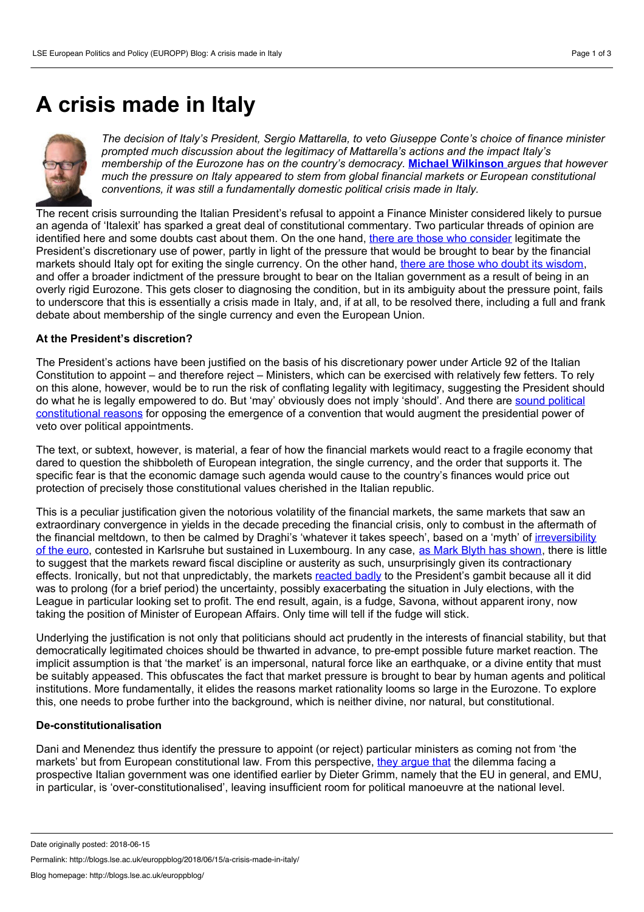# A crisis made in Italy

*The decision of Italy's President, Sergio Mattarella, to veto Giuseppe Conte's choice of finance minister prompted much discussion about the legitimacy of Mattarella's actions and the impact Italy's membership of the Eurozone has on the country's democracy.* **Michael Wilkinson** *argues that however much the pressure on Italy appeared to stem from global financial markets or European constitutional conventions, it was still a fundamentally domestic political crisis made in Italy.*

The recent crisis surrounding the Italian President's refusal to appoint a Finance Minister considered likely to pursue an agenda of 'Italexit' has sparked a great deal of constitutional commentary. Two particular threads of opinion are identified here and some doubts cast about them. On the one hand, there are those who consider legitimate the President's discretionary use of power, partly in light of the pressure that would be brought to bear by the financial markets should Italy opt for exiting the single currency. On the other hand, there are those who doubt its wisdom, and offer a broader indictment of the pressure brought to bear on the Italian government as a result of being in an overly rigid Eurozone. This gets closer to diagnosing the condition, but in its ambiguity about the pressure point, fails to underscore that this is essentially a crisis made in Italy, and, if at all, to be resolved there, including a full and frank debate about membership of the single currency and even the European Union.

**At the President's discretion?**

The President's actions have been justified on the basis of his discretionary power under Article 92 of the Italian Constitution to appoint – and therefore reject – Ministers, which can be exercised with relatively few fetters. To rely on this alone, however, would be to run the risk of conflating legality with legitimacy, suggesting the President should do what he is legally empowered to do. But 'may' obviously does not imply 'should'. And there are sound political constitutional reasons for opposing the emergence of a convention that would augment the presidential power of veto over political appointments.

The text, or subtext, however, is material, a fear of how the financial markets would react to a fragile economy that dared to question the shibboleth of European integration, the single currency, and the order that supports it. The specific fear is that the economic damage such agenda would cause to the country's finances would price out protection of precisely those constitutional values cherished in the Italian republic.

This is a peculiar justification given the notorious volatility of the financial markets, the same markets that saw an extraordinary convergence in yields in the decade preceding the financial crisis, only to combust in the aftermath of the financial meltdown, to then be calmed by Draghi's 'whatever it takes speech', based on a 'myth' of irreversibility of the euro, contested in Karlsruhe but sustained in Luxembourg. In any case, as Mark Blyth has shown, there is little to suggest that the markets reward fiscal discipline or austerity as such, unsurprisingly given its contractionary effects. Ironically, but not that unpredictably, the markets reacted badly to the President's gambit because all it did was to prolong (for a brief period) the uncertainty, possibly exacerbating the situation in July elections, with the League in particular looking set to profit. The end result, again, is a fudge, Savona, without apparent irony, now taking the position of Minister of European Affairs. Only time will tell if the fudge will stick.

Underlying the justification is not only that politicians should act prudently in the interests of financial stability, but that democratically legitimated choices should be thwarted in advance, to pre-empt possible future market reaction. The implicit assumption is that 'the market' is an impersonal, natural force like an earthquake, or a divine entity that must be suitably appeased. This obfuscates the fact that market pressure is brought to bear by human agents and political institutions. More fundamentally, it elides the reasons market rationality looms so large in the Eurozone. To explore this, one needs to probe further into the background, which is neither divine, nor natural, but constitutional.

**De-constitutionalisation**

Dani and Menendez thus identify the pressure to appoint (or reject) particular ministers as coming not from 'the markets' but from European constitutional law. From this perspective, they argue that the dilemma facing a prospective Italian government was one identified earlier by Dieter Grimm, namely that the EU in general, and EMU, in particular, is 'over-constitutionalised', leaving insufficient room for political manoeuvre at the national level.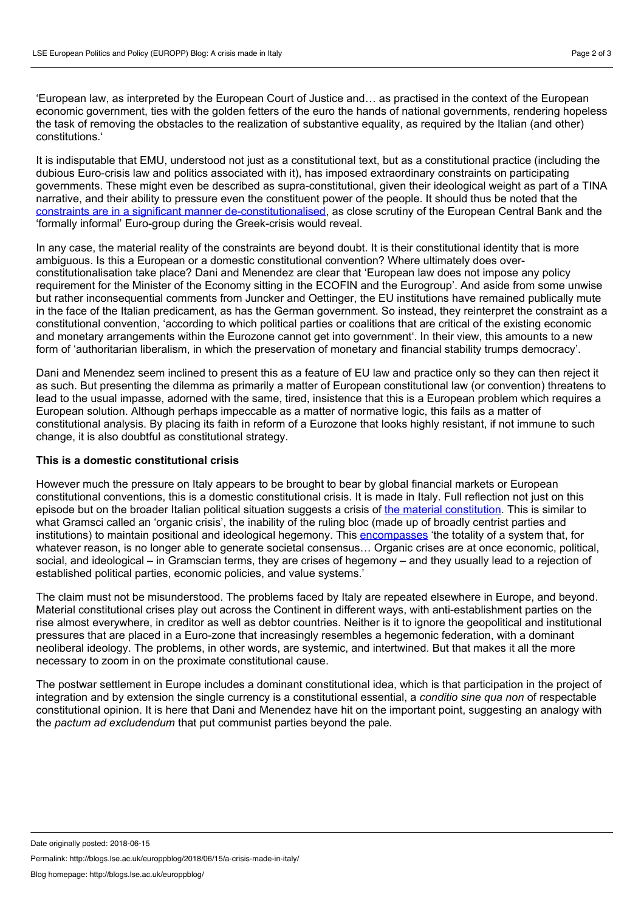'European law, as interpreted by the European Court of Justice and… as practised in the context of the European economic government, ties with the golden fetters of the euro the hands of national governments, rendering hopeless the task of removing the obstacles to the realization of substantive equality, as required by the Italian (and other) constitutions.'

It is indisputable that EMU, understood not just as a constitutional text, but as a constitutional practice (including the dubious Euro-crisis law and politics associated with it), has imposed extraordinary constraints on participating governments. These might even be described as supra-constitutional, given their ideological weight as part of a TINA narrative, and their ability to pressure even the constituent power of the people. It should thus be noted that the [constraints are in a significant manner de-constitutionalised](), as close scrutiny of the European Central Bank and the 'formally informal' Euro-group during the Greek-crisis would reveal.

In any case, the material reality of the constraints are beyond doubt. It is their constitutional identity that is more ambiguous. Is this a European or a domestic constitutional convention? Where ultimately does over-constitutionalisation take place? Dani and Menendez are clear that 'European law does not impose any policy requirement for the Minister of the Economy sitting in the ECOFIN and the Eurogroup'. And aside from some unwise but rather inconsequential comments from Juncker and Oettinger, the EU institutions have remained publically mute in the face of the Italian predicament, as has the German government. So instead, they reinterpret the constraint as a constitutional convention, 'according to which political parties or coalitions that are critical of the existing economic and monetary arrangements within the Eurozone cannot get into government'. In their view, this amounts to a new form of 'authoritarian liberalism, in which the preservation of monetary and financial stability trumps democracy'.

Dani and Menendez seem inclined to present this as a feature of EU law and practice only so they can then reject it as such. But presenting the dilemma as primarily a matter of European constitutional law (or convention) threatens to lead to the usual impasse, adorned with the same, tired, insistence that this is a European problem which requires a European solution. Although perhaps impeccable as a matter of normative logic, this fails as a matter of constitutional analysis. By placing its faith in reform of a Eurozone that looks highly resistant, if not immune to such change, it is also doubtful as constitutional strategy.

**This is a domestic constitutional crisis**

However much the pressure on Italy appears to be brought to bear by global financial markets or European constitutional conventions, this is a domestic constitutional crisis. It is made in Italy. Full reflection not just on this episode but on the broader Italian political situation suggests a crisis of [the material constitution](). This is similar to what Gramsci called an 'organic crisis', the inability of the ruling bloc (made up of broadly centrist parties and institutions) to maintain positional and ideological hegemony. This [encompasses]() 'the totality of a system that, for whatever reason, is no longer able to generate societal consensus… Organic crises are at once economic, political, social, and ideological – in Gramscian terms, they are crises of hegemony – and they usually lead to a rejection of established political parties, economic policies, and value systems.'

The claim must not be misunderstood. The problems faced by Italy are repeated elsewhere in Europe, and beyond. Material constitutional crises play out across the Continent in different ways, with anti-establishment parties on the rise almost everywhere, in creditor as well as debtor countries. Neither is it to ignore the geopolitical and institutional pressures that are placed in a Euro-zone that increasingly resembles a hegemonic federation, with a dominant neoliberal ideology. The problems, in other words, are systemic, and intertwined. But that makes it all the more necessary to zoom in on the proximate constitutional cause.

The postwar settlement in Europe includes a dominant constitutional idea, which is that participation in the project of integration and by extension the single currency is a constitutional essential, a *conditio sine qua non* of respectable constitutional opinion. It is here that Dani and Menendez have hit on the important point, suggesting an analogy with the *pactum ad excludendum* that put communist parties beyond the pale.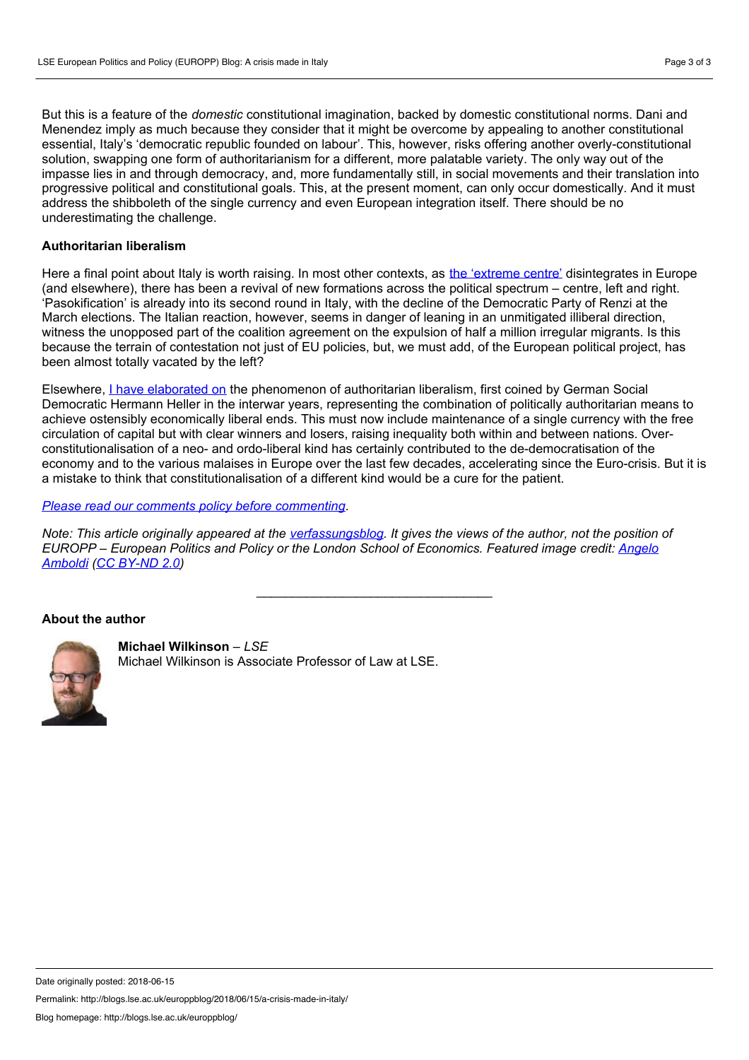But this is a feature of the *domestic* constitutional imagination, backed by domestic constitutional norms. Dani and Menendez imply as much because they consider that it might be overcome by appealing to another constitutional essential, Italy's 'democratic republic founded on labour'. This, however, risks offering another overly-constitutional solution, swapping one form of authoritarianism for a different, more palatable variety. The only way out of the impasse lies in and through democracy, and, more fundamentally still, in social movements and their translation into progressive political and constitutional goals. This, at the present moment, can only occur domestically. And it must address the shibboleth of the single currency and even European integration itself. There should be no underestimating the challenge.

**Authoritarian liberalism**

Here a final point about Italy is worth raising. In most other contexts, as the 'extreme centre' disintegrates in Europe (and elsewhere), there has been a revival of new formations across the political spectrum – centre, left and right. 'Pasokification' is already into its second round in Italy, with the decline of the Democratic Party of Renzi at the March elections. The Italian reaction, however, seems in danger of leaning in an unmitigated illiberal direction, witness the unopposed part of the coalition agreement on the expulsion of half a million irregular migrants. Is this because the terrain of contestation not just of EU policies, but, we must add, of the European political project, has been almost totally vacated by the left?

Elsewhere, I have elaborated on the phenomenon of authoritarian liberalism, first coined by German Social Democratic Hermann Heller in the interwar years, representing the combination of politically authoritarian means to achieve ostensibly economically liberal ends. This must now include maintenance of a single currency with the free circulation of capital but with clear winners and losers, raising inequality both within and between nations. Over-constitutionalisation of a neo- and ordo-liberal kind has certainly contributed to the de-democratisation of the economy and to the various malaises in Europe over the last few decades, accelerating since the Euro-crisis. But it is a mistake to think that constitutionalisation of a different kind would be a cure for the patient.

*Please read our comments policy before commenting.*

*Note: This article originally appeared at the verfassungsblog. It gives the views of the author, not the position of EUROPP – European Politics and Policy or the London School of Economics. Featured image credit: Angelo Amboldi (CC BY-ND 2.0)*

---

**About the author**

**Michael Wilkinson** – *LSE*
Michael Wilkinson is Associate Professor of Law at LSE.

Date originally posted: 2018-06-15

Permalink: http://blogs.lse.ac.uk/europpblog/2018/06/15/a-crisis-made-in-italy/

Blog homepage: http://blogs.lse.ac.uk/europpblog/